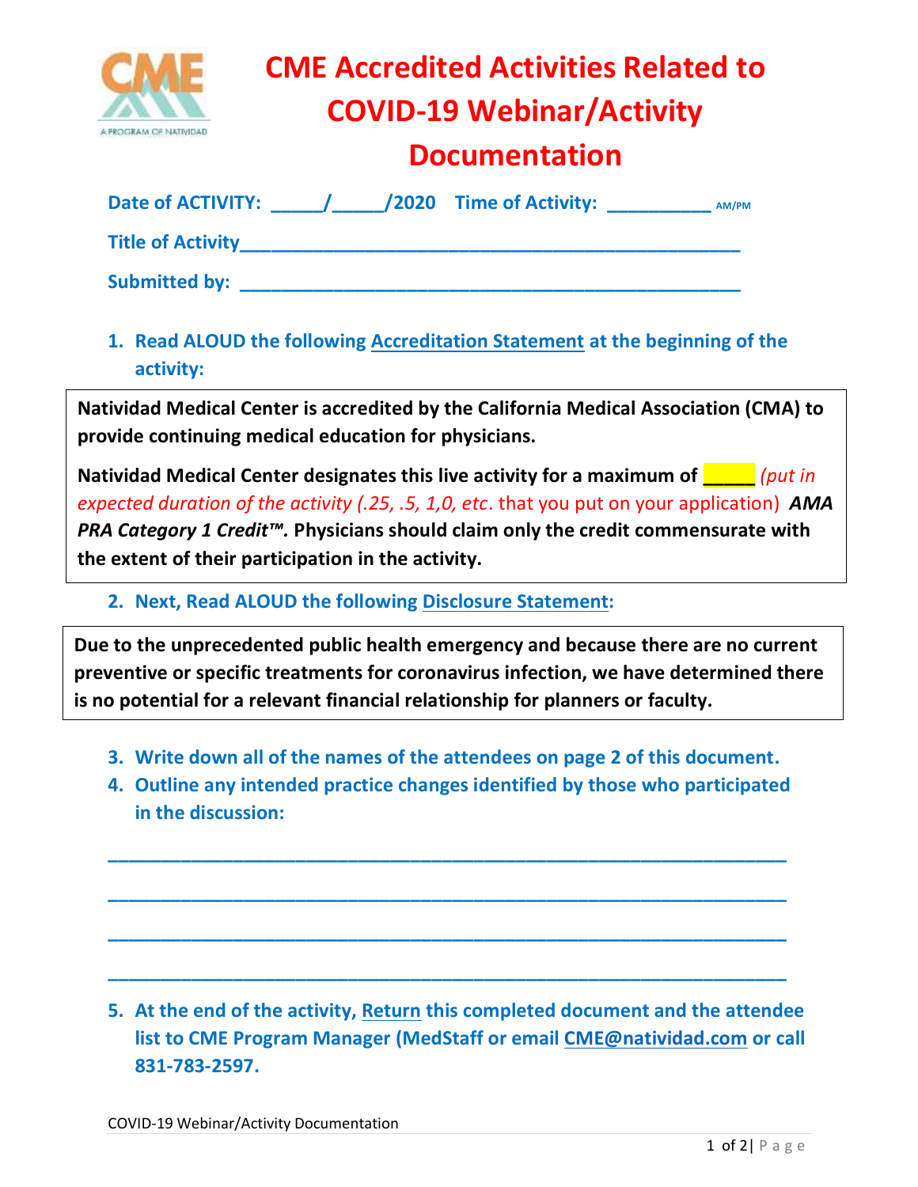# CME Accredited Activities Related to COVID-19 Webinar/Activity Documentation

**Date of ACTIVITY: _____/_____/2020 Time of Activity: __________ AM/PM**

**Title of Activity_________________________________________________**

**Submitted by: ___________________________________________________**

1. **Read ALOUD the following Accreditation Statement at the beginning of the activity:**

> **Natividad Medical Center is accredited by the California Medical Association (CMA) to provide continuing medical education for physicians.**
>
> **Natividad Medical Center designates this live activity for a maximum of _____** *(put in expected duration of the activity (.25, .5, 1,0, etc*. that you put on your application) ***AMA PRA Category 1 Credit™.*** **Physicians should claim only the credit commensurate with the extent of their participation in the activity.**

2. **Next, Read ALOUD the following Disclosure Statement:**

> **Due to the unprecedented public health emergency and because there are no current preventive or specific treatments for coronavirus infection, we have determined there is no potential for a relevant financial relationship for planners or faculty.**

3. **Write down all of the names of the attendees on page 2 of this document.**
4. **Outline any intended practice changes identified by those who participated in the discussion:**

_________________________________________________________________

_________________________________________________________________

_________________________________________________________________

_________________________________________________________________

5. **At the end of the activity, Return this completed document and the attendee list to CME Program Manager (MedStaff or email CME@natividad.com or call 831-783-2597.**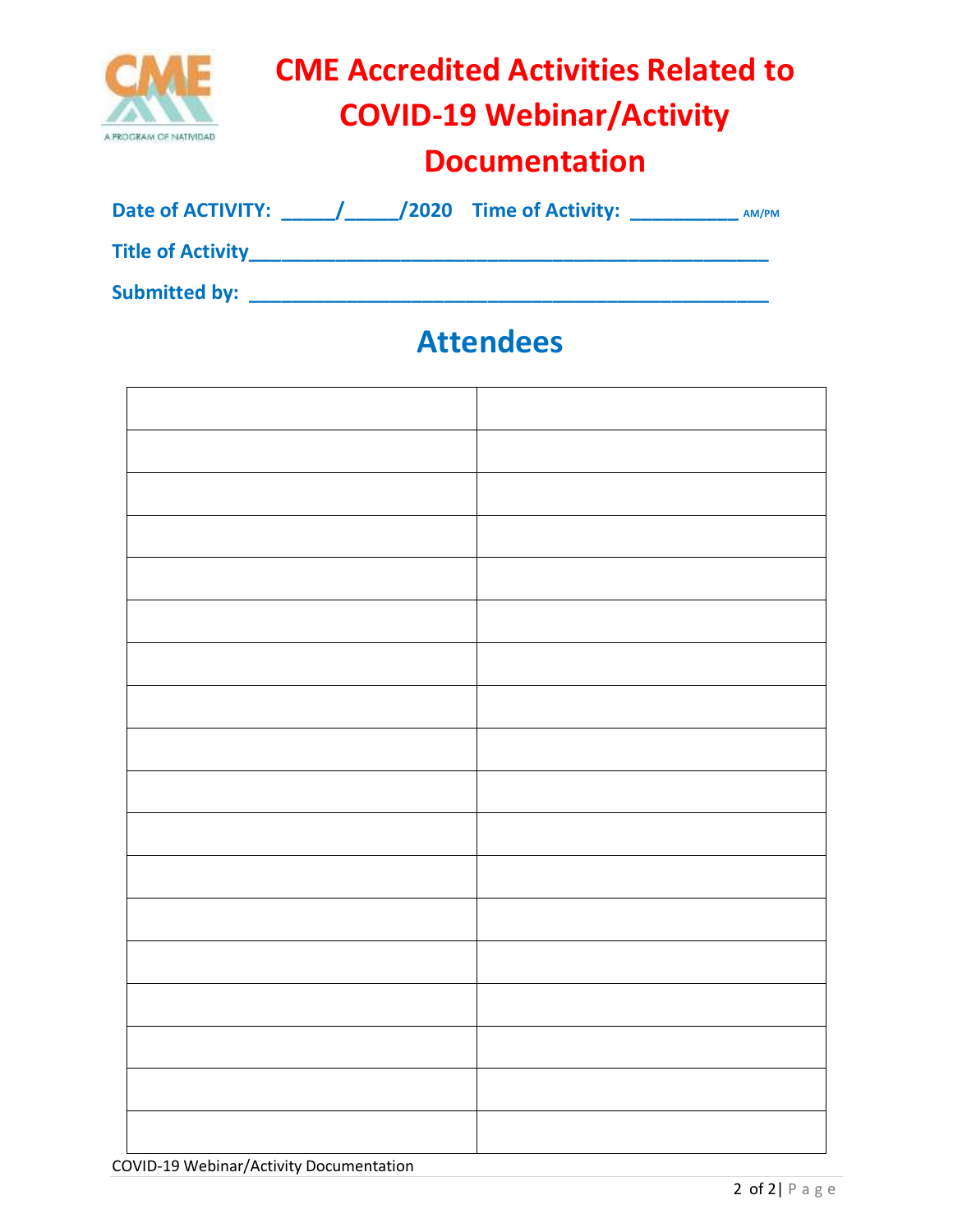# CME Accredited Activities Related to COVID-19 Webinar/Activity Documentation

**Date of ACTIVITY: _____/_____/2020 Time of Activity: __________ AM/PM**

**Title of Activity_______________________________________________**

**Submitted by: _______________________________________________**

## Attendees

| | |
|---|---|
| | |
| | |
| | |
| | |
| | |
| | |
| | |
| | |
| | |
| | |
| | |
| | |
| | |
| | |
| | |
| | |
| | |
| | |